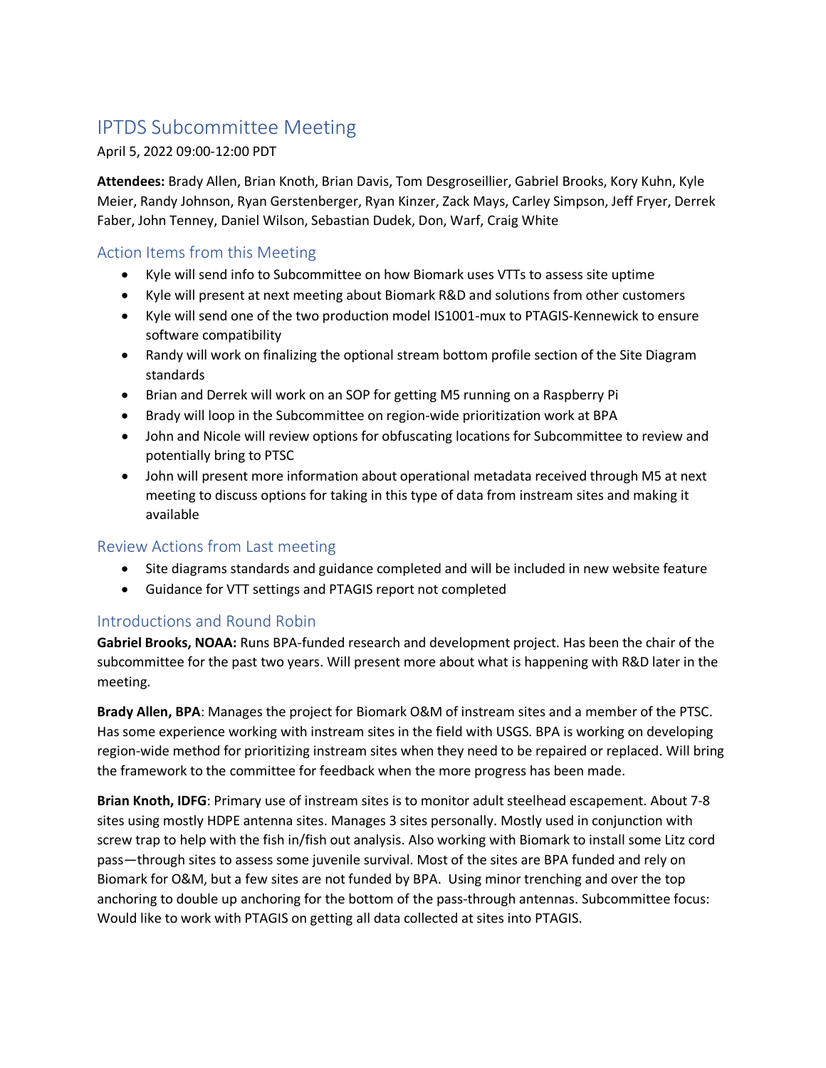# IPTDS Subcommittee Meeting

April 5, 2022 09:00-12:00 PDT

**Attendees:** Brady Allen, Brian Knoth, Brian Davis, Tom Desgroseillier, Gabriel Brooks, Kory Kuhn, Kyle Meier, Randy Johnson, Ryan Gerstenberger, Ryan Kinzer, Zack Mays, Carley Simpson, Jeff Fryer, Derrek Faber, John Tenney, Daniel Wilson, Sebastian Dudek, Don, Warf, Craig White

## Action Items from this Meeting

- Kyle will send info to Subcommittee on how Biomark uses VTTs to assess site uptime
- Kyle will present at next meeting about Biomark R&D and solutions from other customers
- Kyle will send one of the two production model IS1001-mux to PTAGIS-Kennewick to ensure software compatibility
- Randy will work on finalizing the optional stream bottom profile section of the Site Diagram standards
- Brian and Derrek will work on an SOP for getting M5 running on a Raspberry Pi
- Brady will loop in the Subcommittee on region-wide prioritization work at BPA
- John and Nicole will review options for obfuscating locations for Subcommittee to review and potentially bring to PTSC
- John will present more information about operational metadata received through M5 at next meeting to discuss options for taking in this type of data from instream sites and making it available

## Review Actions from Last meeting

- Site diagrams standards and guidance completed and will be included in new website feature
- Guidance for VTT settings and PTAGIS report not completed

## Introductions and Round Robin

**Gabriel Brooks, NOAA:** Runs BPA-funded research and development project. Has been the chair of the subcommittee for the past two years. Will present more about what is happening with R&D later in the meeting.

**Brady Allen, BPA**: Manages the project for Biomark O&M of instream sites and a member of the PTSC. Has some experience working with instream sites in the field with USGS. BPA is working on developing region-wide method for prioritizing instream sites when they need to be repaired or replaced. Will bring the framework to the committee for feedback when the more progress has been made.

**Brian Knoth, IDFG**: Primary use of instream sites is to monitor adult steelhead escapement. About 7-8 sites using mostly HDPE antenna sites. Manages 3 sites personally. Mostly used in conjunction with screw trap to help with the fish in/fish out analysis. Also working with Biomark to install some Litz cord pass—through sites to assess some juvenile survival. Most of the sites are BPA funded and rely on Biomark for O&M, but a few sites are not funded by BPA. Using minor trenching and over the top anchoring to double up anchoring for the bottom of the pass-through antennas. Subcommittee focus: Would like to work with PTAGIS on getting all data collected at sites into PTAGIS.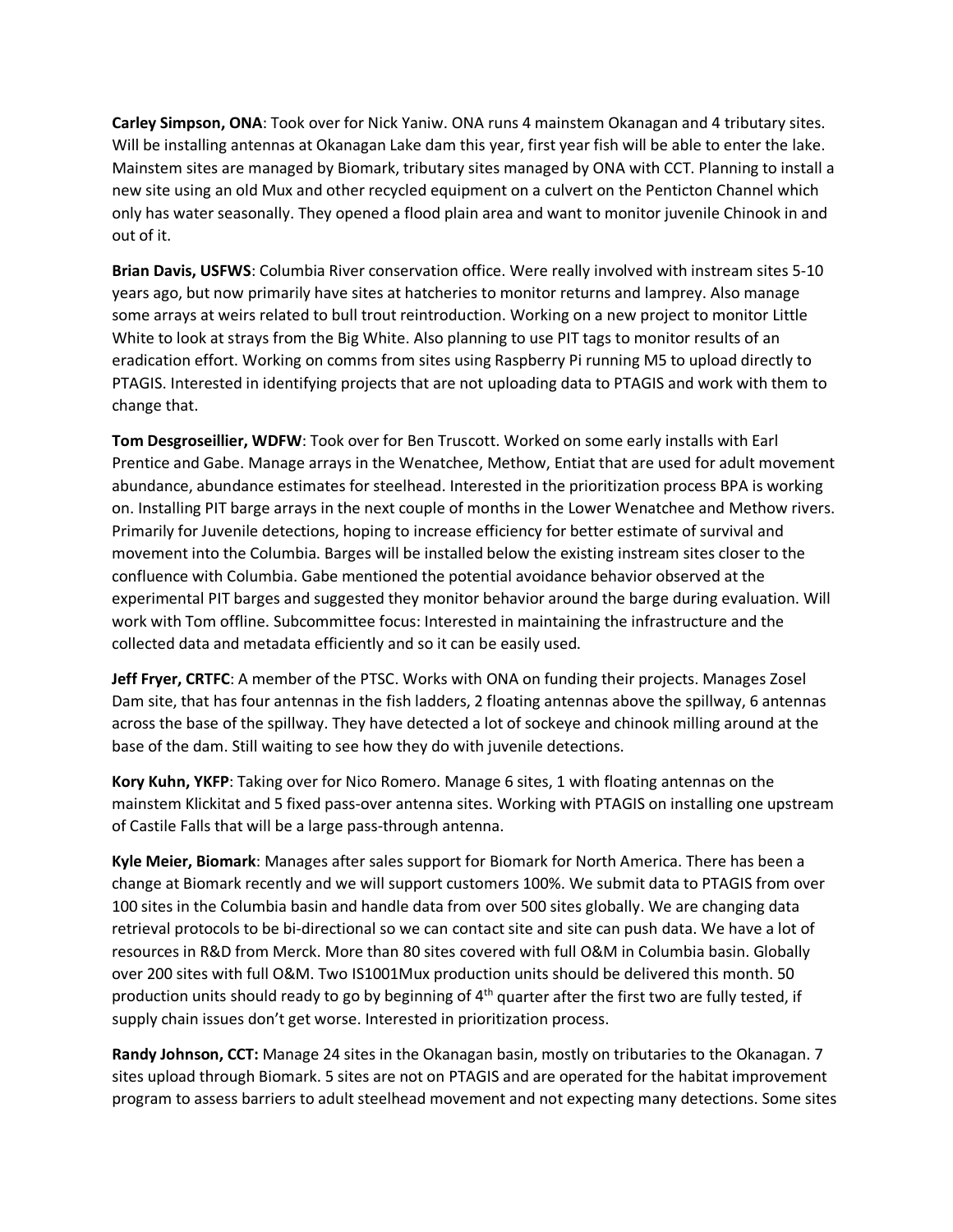**Carley Simpson, ONA**: Took over for Nick Yaniw. ONA runs 4 mainstem Okanagan and 4 tributary sites. Will be installing antennas at Okanagan Lake dam this year, first year fish will be able to enter the lake. Mainstem sites are managed by Biomark, tributary sites managed by ONA with CCT. Planning to install a new site using an old Mux and other recycled equipment on a culvert on the Penticton Channel which only has water seasonally. They opened a flood plain area and want to monitor juvenile Chinook in and out of it.

**Brian Davis, USFWS**: Columbia River conservation office. Were really involved with instream sites 5-10 years ago, but now primarily have sites at hatcheries to monitor returns and lamprey. Also manage some arrays at weirs related to bull trout reintroduction. Working on a new project to monitor Little White to look at strays from the Big White. Also planning to use PIT tags to monitor results of an eradication effort. Working on comms from sites using Raspberry Pi running M5 to upload directly to PTAGIS. Interested in identifying projects that are not uploading data to PTAGIS and work with them to change that.

**Tom Desgroseillier, WDFW**: Took over for Ben Truscott. Worked on some early installs with Earl Prentice and Gabe. Manage arrays in the Wenatchee, Methow, Entiat that are used for adult movement abundance, abundance estimates for steelhead. Interested in the prioritization process BPA is working on. Installing PIT barge arrays in the next couple of months in the Lower Wenatchee and Methow rivers. Primarily for Juvenile detections, hoping to increase efficiency for better estimate of survival and movement into the Columbia. Barges will be installed below the existing instream sites closer to the confluence with Columbia. Gabe mentioned the potential avoidance behavior observed at the experimental PIT barges and suggested they monitor behavior around the barge during evaluation. Will work with Tom offline. Subcommittee focus: Interested in maintaining the infrastructure and the collected data and metadata efficiently and so it can be easily used.

**Jeff Fryer, CRTFC**: A member of the PTSC. Works with ONA on funding their projects. Manages Zosel Dam site, that has four antennas in the fish ladders, 2 floating antennas above the spillway, 6 antennas across the base of the spillway. They have detected a lot of sockeye and chinook milling around at the base of the dam. Still waiting to see how they do with juvenile detections.

**Kory Kuhn, YKFP**: Taking over for Nico Romero. Manage 6 sites, 1 with floating antennas on the mainstem Klickitat and 5 fixed pass-over antenna sites. Working with PTAGIS on installing one upstream of Castile Falls that will be a large pass-through antenna.

**Kyle Meier, Biomark**: Manages after sales support for Biomark for North America. There has been a change at Biomark recently and we will support customers 100%. We submit data to PTAGIS from over 100 sites in the Columbia basin and handle data from over 500 sites globally. We are changing data retrieval protocols to be bi-directional so we can contact site and site can push data. We have a lot of resources in R&D from Merck. More than 80 sites covered with full O&M in Columbia basin. Globally over 200 sites with full O&M. Two IS1001Mux production units should be delivered this month. 50 production units should ready to go by beginning of 4th quarter after the first two are fully tested, if supply chain issues don't get worse. Interested in prioritization process.

**Randy Johnson, CCT:** Manage 24 sites in the Okanagan basin, mostly on tributaries to the Okanagan. 7 sites upload through Biomark. 5 sites are not on PTAGIS and are operated for the habitat improvement program to assess barriers to adult steelhead movement and not expecting many detections. Some sites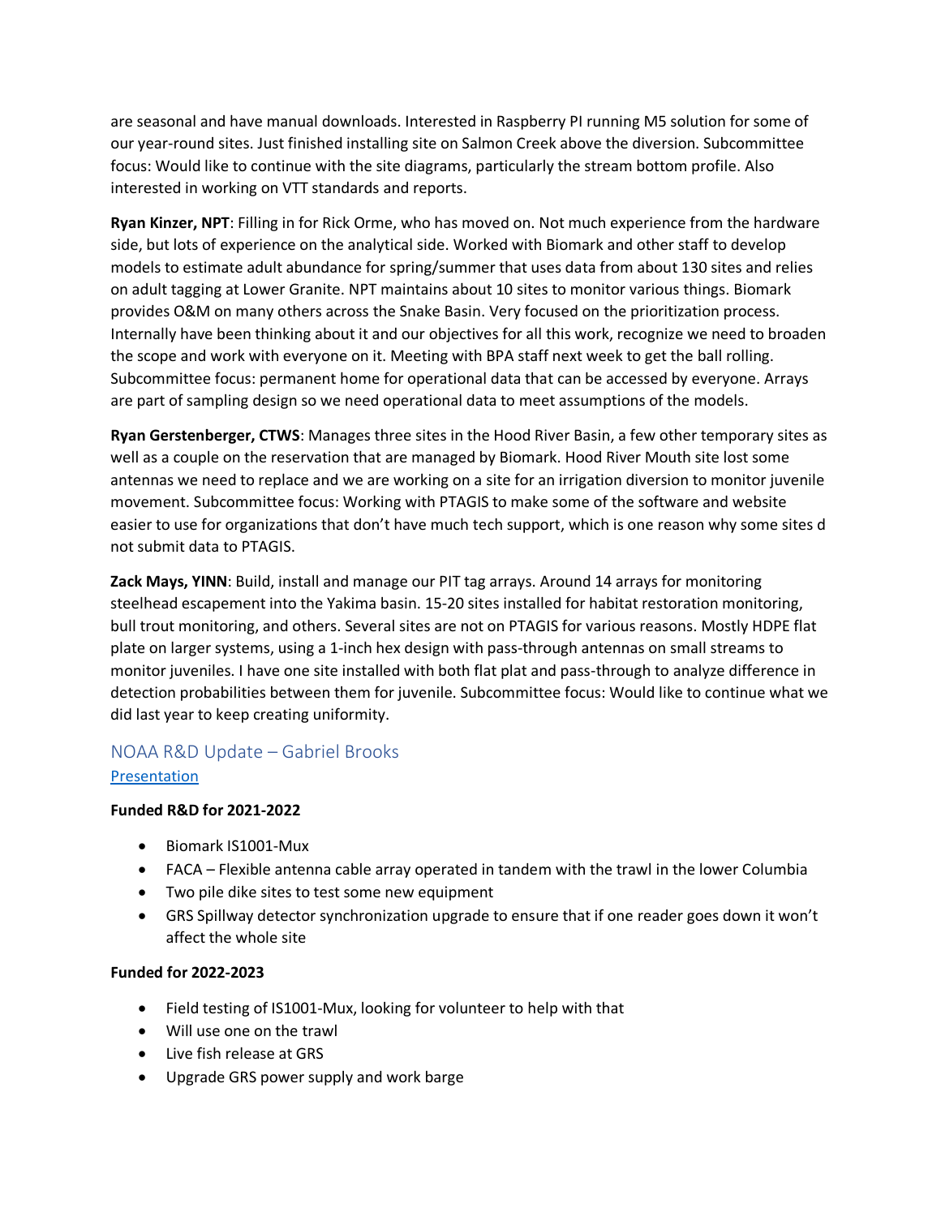are seasonal and have manual downloads. Interested in Raspberry PI running M5 solution for some of our year-round sites. Just finished installing site on Salmon Creek above the diversion. Subcommittee focus: Would like to continue with the site diagrams, particularly the stream bottom profile. Also interested in working on VTT standards and reports.

**Ryan Kinzer, NPT**: Filling in for Rick Orme, who has moved on. Not much experience from the hardware side, but lots of experience on the analytical side. Worked with Biomark and other staff to develop models to estimate adult abundance for spring/summer that uses data from about 130 sites and relies on adult tagging at Lower Granite. NPT maintains about 10 sites to monitor various things. Biomark provides O&M on many others across the Snake Basin. Very focused on the prioritization process. Internally have been thinking about it and our objectives for all this work, recognize we need to broaden the scope and work with everyone on it. Meeting with BPA staff next week to get the ball rolling. Subcommittee focus: permanent home for operational data that can be accessed by everyone. Arrays are part of sampling design so we need operational data to meet assumptions of the models.

**Ryan Gerstenberger, CTWS**: Manages three sites in the Hood River Basin, a few other temporary sites as well as a couple on the reservation that are managed by Biomark. Hood River Mouth site lost some antennas we need to replace and we are working on a site for an irrigation diversion to monitor juvenile movement. Subcommittee focus: Working with PTAGIS to make some of the software and website easier to use for organizations that don't have much tech support, which is one reason why some sites d not submit data to PTAGIS.

**Zack Mays, YINN**: Build, install and manage our PIT tag arrays. Around 14 arrays for monitoring steelhead escapement into the Yakima basin. 15-20 sites installed for habitat restoration monitoring, bull trout monitoring, and others. Several sites are not on PTAGIS for various reasons. Mostly HDPE flat plate on larger systems, using a 1-inch hex design with pass-through antennas on small streams to monitor juveniles. I have one site installed with both flat plat and pass-through to analyze difference in detection probabilities between them for juvenile. Subcommittee focus: Would like to continue what we did last year to keep creating uniformity.

## NOAA R&D Update – Gabriel Brooks

Presentation

**Funded R&D for 2021-2022**

- Biomark IS1001-Mux
- FACA – Flexible antenna cable array operated in tandem with the trawl in the lower Columbia
- Two pile dike sites to test some new equipment
- GRS Spillway detector synchronization upgrade to ensure that if one reader goes down it won't affect the whole site

**Funded for 2022-2023**

- Field testing of IS1001-Mux, looking for volunteer to help with that
- Will use one on the trawl
- Live fish release at GRS
- Upgrade GRS power supply and work barge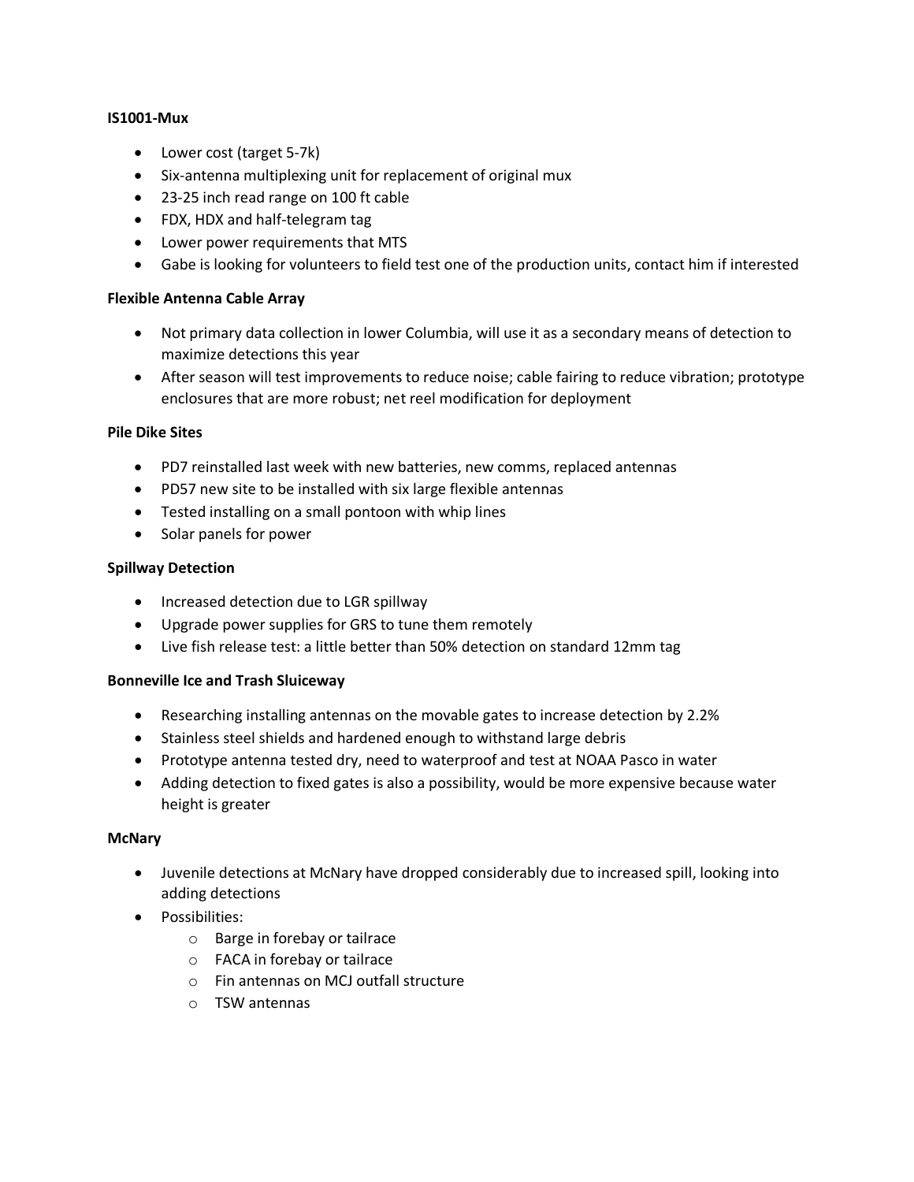**IS1001-Mux**

- Lower cost (target 5-7k)
- Six-antenna multiplexing unit for replacement of original mux
- 23-25 inch read range on 100 ft cable
- FDX, HDX and half-telegram tag
- Lower power requirements that MTS
- Gabe is looking for volunteers to field test one of the production units, contact him if interested

**Flexible Antenna Cable Array**

- Not primary data collection in lower Columbia, will use it as a secondary means of detection to maximize detections this year
- After season will test improvements to reduce noise; cable fairing to reduce vibration; prototype enclosures that are more robust; net reel modification for deployment

**Pile Dike Sites**

- PD7 reinstalled last week with new batteries, new comms, replaced antennas
- PD57 new site to be installed with six large flexible antennas
- Tested installing on a small pontoon with whip lines
- Solar panels for power

**Spillway Detection**

- Increased detection due to LGR spillway
- Upgrade power supplies for GRS to tune them remotely
- Live fish release test: a little better than 50% detection on standard 12mm tag

**Bonneville Ice and Trash Sluiceway**

- Researching installing antennas on the movable gates to increase detection by 2.2%
- Stainless steel shields and hardened enough to withstand large debris
- Prototype antenna tested dry, need to waterproof and test at NOAA Pasco in water
- Adding detection to fixed gates is also a possibility, would be more expensive because water height is greater

**McNary**

- Juvenile detections at McNary have dropped considerably due to increased spill, looking into adding detections
- Possibilities:
  - Barge in forebay or tailrace
  - FACA in forebay or tailrace
  - Fin antennas on MCJ outfall structure
  - TSW antennas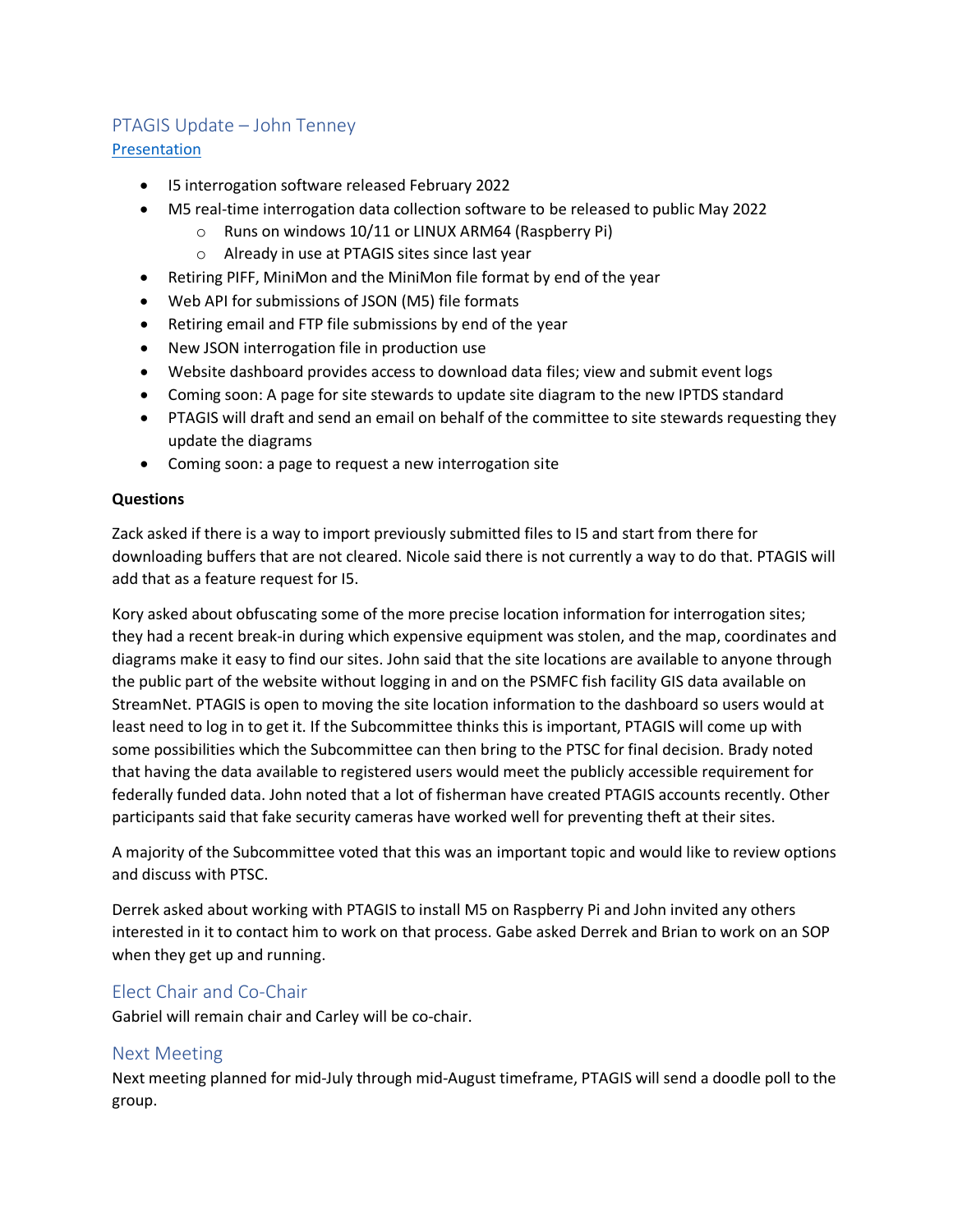## PTAGIS Update – John Tenney

Presentation

- I5 interrogation software released February 2022
- M5 real-time interrogation data collection software to be released to public May 2022
  - Runs on windows 10/11 or LINUX ARM64 (Raspberry Pi)
  - Already in use at PTAGIS sites since last year
- Retiring PIFF, MiniMon and the MiniMon file format by end of the year
- Web API for submissions of JSON (M5) file formats
- Retiring email and FTP file submissions by end of the year
- New JSON interrogation file in production use
- Website dashboard provides access to download data files; view and submit event logs
- Coming soon: A page for site stewards to update site diagram to the new IPTDS standard
- PTAGIS will draft and send an email on behalf of the committee to site stewards requesting they update the diagrams
- Coming soon: a page to request a new interrogation site

**Questions**

Zack asked if there is a way to import previously submitted files to I5 and start from there for downloading buffers that are not cleared. Nicole said there is not currently a way to do that. PTAGIS will add that as a feature request for I5.

Kory asked about obfuscating some of the more precise location information for interrogation sites; they had a recent break-in during which expensive equipment was stolen, and the map, coordinates and diagrams make it easy to find our sites. John said that the site locations are available to anyone through the public part of the website without logging in and on the PSMFC fish facility GIS data available on StreamNet. PTAGIS is open to moving the site location information to the dashboard so users would at least need to log in to get it. If the Subcommittee thinks this is important, PTAGIS will come up with some possibilities which the Subcommittee can then bring to the PTSC for final decision. Brady noted that having the data available to registered users would meet the publicly accessible requirement for federally funded data. John noted that a lot of fisherman have created PTAGIS accounts recently. Other participants said that fake security cameras have worked well for preventing theft at their sites.

A majority of the Subcommittee voted that this was an important topic and would like to review options and discuss with PTSC.

Derrek asked about working with PTAGIS to install M5 on Raspberry Pi and John invited any others interested in it to contact him to work on that process. Gabe asked Derrek and Brian to work on an SOP when they get up and running.

## Elect Chair and Co-Chair

Gabriel will remain chair and Carley will be co-chair.

## Next Meeting

Next meeting planned for mid-July through mid-August timeframe, PTAGIS will send a doodle poll to the group.